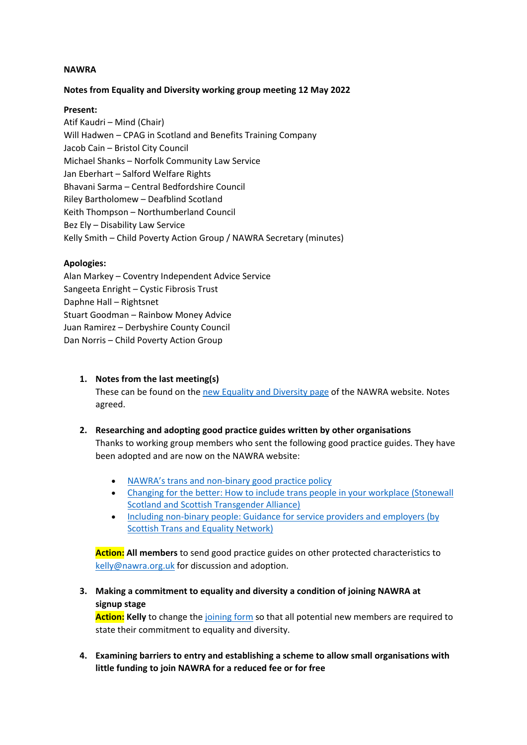**NAWRA**

**Notes from Equality and Diversity working group meeting 12 May 2022**

**Present:**
Atif Kaudri – Mind (Chair)
Will Hadwen – CPAG in Scotland and Benefits Training Company
Jacob Cain – Bristol City Council
Michael Shanks – Norfolk Community Law Service
Jan Eberhart – Salford Welfare Rights
Bhavani Sarma – Central Bedfordshire Council
Riley Bartholomew – Deafblind Scotland
Keith Thompson – Northumberland Council
Bez Ely – Disability Law Service
Kelly Smith – Child Poverty Action Group / NAWRA Secretary (minutes)

**Apologies:**
Alan Markey – Coventry Independent Advice Service
Sangeeta Enright – Cystic Fibrosis Trust
Daphne Hall – Rightsnet
Stuart Goodman – Rainbow Money Advice
Juan Ramirez – Derbyshire County Council
Dan Norris – Child Poverty Action Group

1. **Notes from the last meeting(s)**
   These can be found on the new Equality and Diversity page of the NAWRA website. Notes agreed.

2. **Researching and adopting good practice guides written by other organisations**
   Thanks to working group members who sent the following good practice guides. They have been adopted and are now on the NAWRA website:

   - NAWRA's trans and non-binary good practice policy
   - Changing for the better: How to include trans people in your workplace (Stonewall Scotland and Scottish Transgender Alliance)
   - Including non-binary people: Guidance for service providers and employers (by Scottish Trans and Equality Network)

   **Action:** **All members** to send good practice guides on other protected characteristics to kelly@nawra.org.uk for discussion and adoption.

3. **Making a commitment to equality and diversity a condition of joining NAWRA at signup stage**
   **Action:** **Kelly** to change the joining form so that all potential new members are required to state their commitment to equality and diversity.

4. **Examining barriers to entry and establishing a scheme to allow small organisations with little funding to join NAWRA for a reduced fee or for free**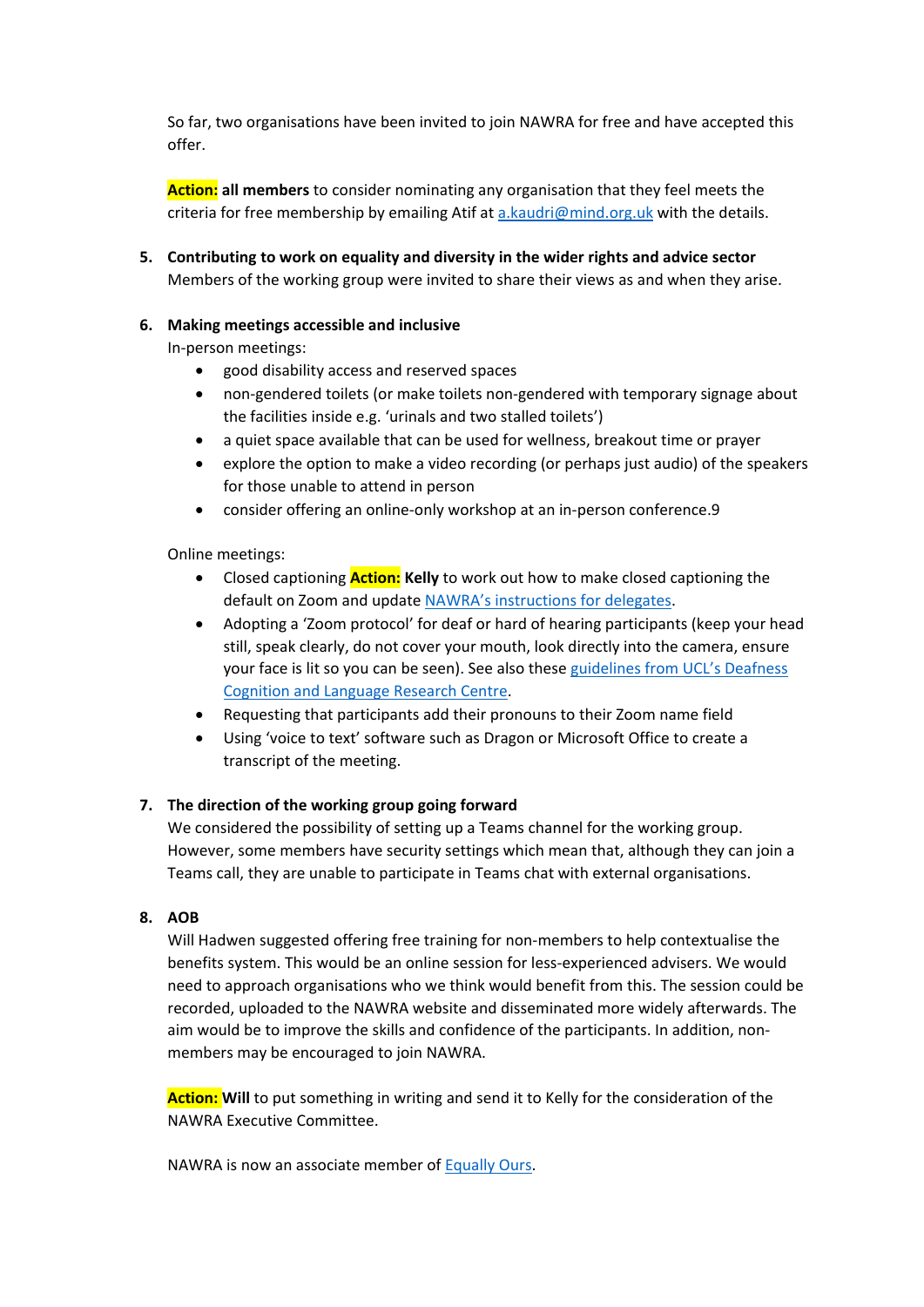So far, two organisations have been invited to join NAWRA for free and have accepted this offer.

**Action: all members** to consider nominating any organisation that they feel meets the criteria for free membership by emailing Atif at a.kaudri@mind.org.uk with the details.

5. **Contributing to work on equality and diversity in the wider rights and advice sector**
   Members of the working group were invited to share their views as and when they arise.

6. **Making meetings accessible and inclusive**
   In-person meetings:
   - good disability access and reserved spaces
   - non-gendered toilets (or make toilets non-gendered with temporary signage about the facilities inside e.g. 'urinals and two stalled toilets')
   - a quiet space available that can be used for wellness, breakout time or prayer
   - explore the option to make a video recording (or perhaps just audio) of the speakers for those unable to attend in person
   - consider offering an online-only workshop at an in-person conference.9

   Online meetings:
   - Closed captioning **Action: Kelly** to work out how to make closed captioning the default on Zoom and update NAWRA's instructions for delegates.
   - Adopting a 'Zoom protocol' for deaf or hard of hearing participants (keep your head still, speak clearly, do not cover your mouth, look directly into the camera, ensure your face is lit so you can be seen). See also these guidelines from UCL's Deafness Cognition and Language Research Centre.
   - Requesting that participants add their pronouns to their Zoom name field
   - Using 'voice to text' software such as Dragon or Microsoft Office to create a transcript of the meeting.

7. **The direction of the working group going forward**
   We considered the possibility of setting up a Teams channel for the working group. However, some members have security settings which mean that, although they can join a Teams call, they are unable to participate in Teams chat with external organisations.

8. **AOB**
   Will Hadwen suggested offering free training for non-members to help contextualise the benefits system. This would be an online session for less-experienced advisers. We would need to approach organisations who we think would benefit from this. The session could be recorded, uploaded to the NAWRA website and disseminated more widely afterwards. The aim would be to improve the skills and confidence of the participants. In addition, non-members may be encouraged to join NAWRA.

   **Action: Will** to put something in writing and send it to Kelly for the consideration of the NAWRA Executive Committee.

   NAWRA is now an associate member of Equally Ours.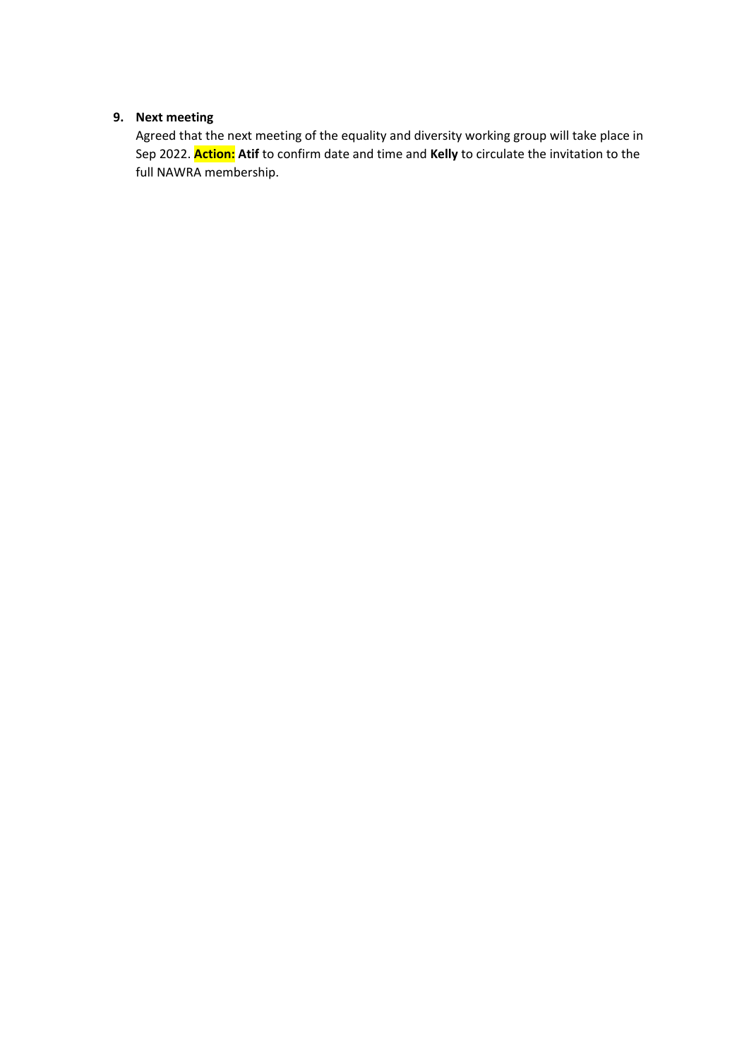9. **Next meeting**

   Agreed that the next meeting of the equality and diversity working group will take place in Sep 2022. **Action:** **Atif** to confirm date and time and **Kelly** to circulate the invitation to the full NAWRA membership.